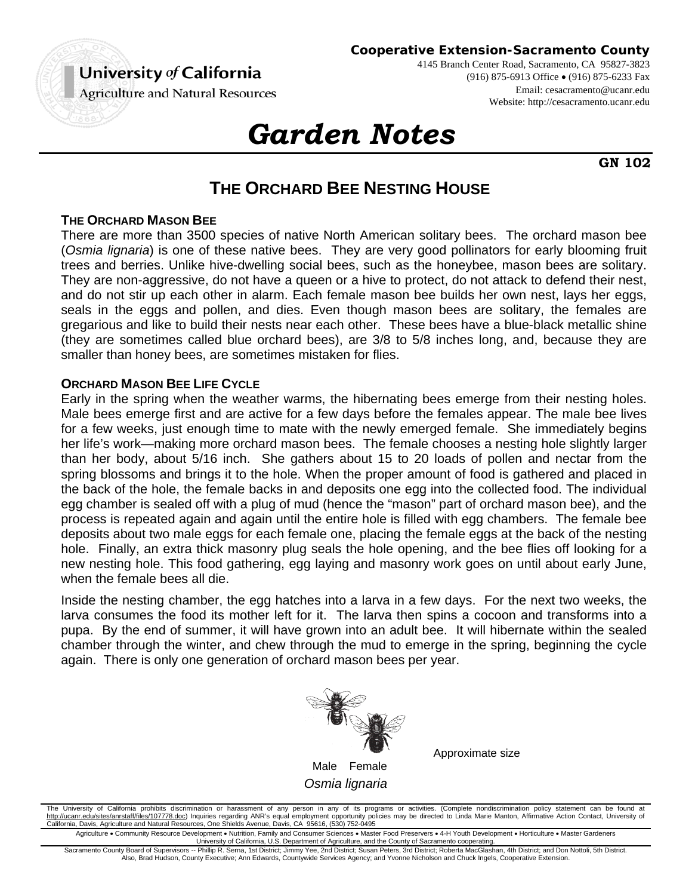**Cooperative Extension-Sacramento County**

4145 Branch Center Road, Sacramento, CA 95827-3823
(916) 875-6913 Office • (916) 875-6233 Fax
Email: cesacramento@ucanr.edu
Website: http://cesacramento.ucanr.edu

University *of* California
Agriculture and Natural Resources

# *Garden Notes*

**GN 102**

## THE ORCHARD BEE NESTING HOUSE

### THE ORCHARD MASON BEE

There are more than 3500 species of native North American solitary bees. The orchard mason bee (*Osmia lignaria*) is one of these native bees. They are very good pollinators for early blooming fruit trees and berries. Unlike hive-dwelling social bees, such as the honeybee, mason bees are solitary. They are non-aggressive, do not have a queen or a hive to protect, do not attack to defend their nest, and do not stir up each other in alarm. Each female mason bee builds her own nest, lays her eggs, seals in the eggs and pollen, and dies. Even though mason bees are solitary, the females are gregarious and like to build their nests near each other. These bees have a blue-black metallic shine (they are sometimes called blue orchard bees), are 3/8 to 5/8 inches long, and, because they are smaller than honey bees, are sometimes mistaken for flies.

### ORCHARD MASON BEE LIFE CYCLE

Early in the spring when the weather warms, the hibernating bees emerge from their nesting holes. Male bees emerge first and are active for a few days before the females appear. The male bee lives for a few weeks, just enough time to mate with the newly emerged female. She immediately begins her life's work—making more orchard mason bees. The female chooses a nesting hole slightly larger than her body, about 5/16 inch. She gathers about 15 to 20 loads of pollen and nectar from the spring blossoms and brings it to the hole. When the proper amount of food is gathered and placed in the back of the hole, the female backs in and deposits one egg into the collected food. The individual egg chamber is sealed off with a plug of mud (hence the "mason" part of orchard mason bee), and the process is repeated again and again until the entire hole is filled with egg chambers. The female bee deposits about two male eggs for each female one, placing the female eggs at the back of the nesting hole. Finally, an extra thick masonry plug seals the hole opening, and the bee flies off looking for a new nesting hole. This food gathering, egg laying and masonry work goes on until about early June, when the female bees all die.

Inside the nesting chamber, the egg hatches into a larva in a few days. For the next two weeks, the larva consumes the food its mother left for it. The larva then spins a cocoon and transforms into a pupa. By the end of summer, it will have grown into an adult bee. It will hibernate within the sealed chamber through the winter, and chew through the mud to emerge in the spring, beginning the cycle again. There is only one generation of orchard mason bees per year.

Approximate size

Male Female

*Osmia lignaria*

The University of California prohibits discrimination or harassment of any person in any of its programs or activities. (Complete nondiscrimination policy statement can be found at http://ucanr.edu/sites/anrstaff/files/107778.doc) Inquiries regarding ANR's equal employment opportunity policies may be directed to Linda Marie Manton, Affirmative Action Contact, University of California, Davis, Agriculture and Natural Resources, One Shields Avenue, Davis, CA 95616, (530) 752-0495

Agriculture • Community Resource Development • Nutrition, Family and Consumer Sciences • Master Food Preservers • 4-H Youth Development • Horticulture • Master Gardeners
University of California, U.S. Department of Agriculture, and the County of Sacramento cooperating.

Sacramento County Board of Supervisors -- Phillip R. Serna, 1st District; Jimmy Yee, 2nd District; Susan Peters, 3rd District; Roberta MacGlashan, 4th District; and Don Nottoli, 5th District.
Also, Brad Hudson, County Executive; Ann Edwards, Countywide Services Agency; and Yvonne Nicholson and Chuck Ingels, Cooperative Extension.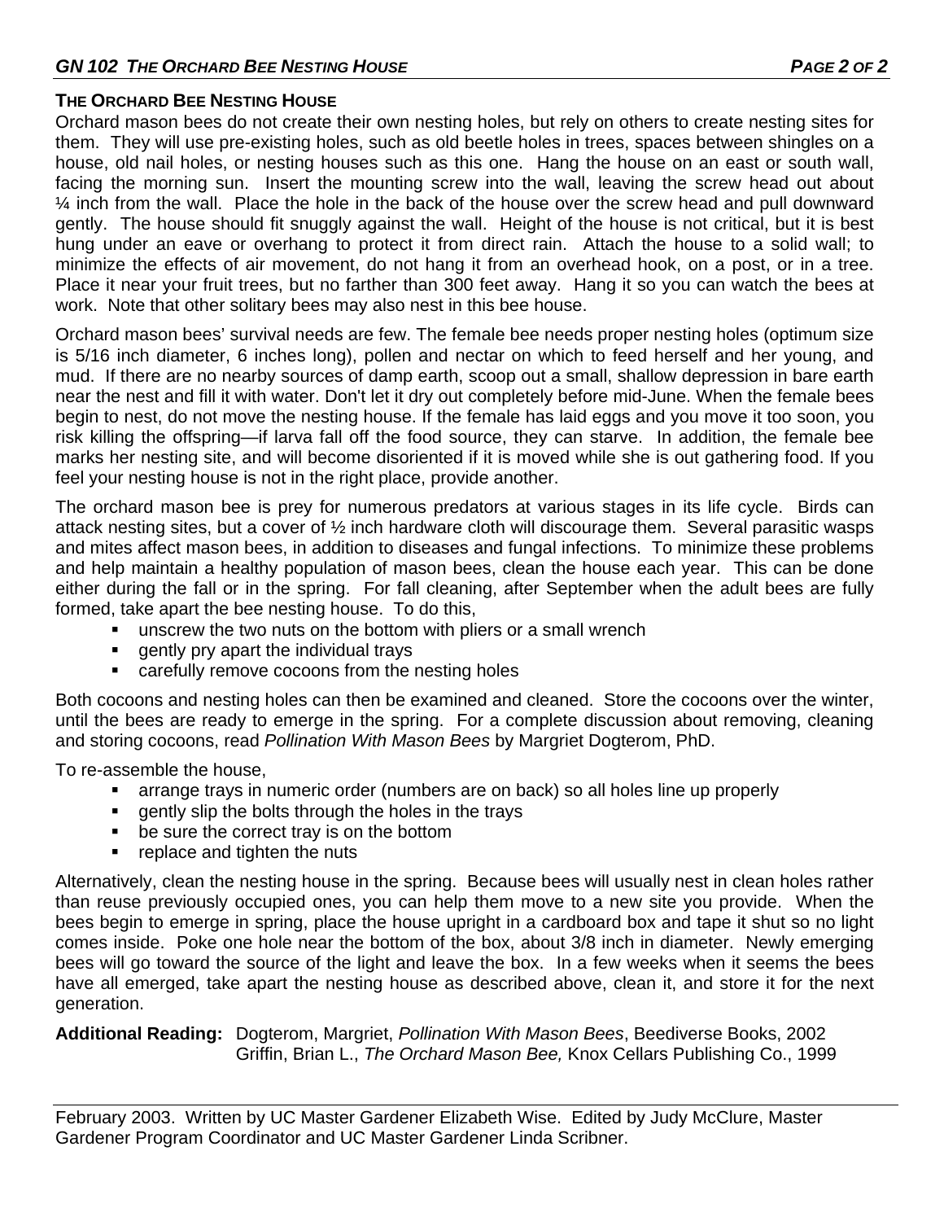## THE ORCHARD BEE NESTING HOUSE

Orchard mason bees do not create their own nesting holes, but rely on others to create nesting sites for them. They will use pre-existing holes, such as old beetle holes in trees, spaces between shingles on a house, old nail holes, or nesting houses such as this one. Hang the house on an east or south wall, facing the morning sun. Insert the mounting screw into the wall, leaving the screw head out about ¼ inch from the wall. Place the hole in the back of the house over the screw head and pull downward gently. The house should fit snuggly against the wall. Height of the house is not critical, but it is best hung under an eave or overhang to protect it from direct rain. Attach the house to a solid wall; to minimize the effects of air movement, do not hang it from an overhead hook, on a post, or in a tree. Place it near your fruit trees, but no farther than 300 feet away. Hang it so you can watch the bees at work. Note that other solitary bees may also nest in this bee house.

Orchard mason bees' survival needs are few. The female bee needs proper nesting holes (optimum size is 5/16 inch diameter, 6 inches long), pollen and nectar on which to feed herself and her young, and mud. If there are no nearby sources of damp earth, scoop out a small, shallow depression in bare earth near the nest and fill it with water. Don't let it dry out completely before mid-June. When the female bees begin to nest, do not move the nesting house. If the female has laid eggs and you move it too soon, you risk killing the offspring—if larva fall off the food source, they can starve. In addition, the female bee marks her nesting site, and will become disoriented if it is moved while she is out gathering food. If you feel your nesting house is not in the right place, provide another.

The orchard mason bee is prey for numerous predators at various stages in its life cycle. Birds can attack nesting sites, but a cover of ½ inch hardware cloth will discourage them. Several parasitic wasps and mites affect mason bees, in addition to diseases and fungal infections. To minimize these problems and help maintain a healthy population of mason bees, clean the house each year. This can be done either during the fall or in the spring. For fall cleaning, after September when the adult bees are fully formed, take apart the bee nesting house. To do this,

- unscrew the two nuts on the bottom with pliers or a small wrench
- gently pry apart the individual trays
- carefully remove cocoons from the nesting holes

Both cocoons and nesting holes can then be examined and cleaned. Store the cocoons over the winter, until the bees are ready to emerge in the spring. For a complete discussion about removing, cleaning and storing cocoons, read *Pollination With Mason Bees* by Margriet Dogterom, PhD.

To re-assemble the house,

- arrange trays in numeric order (numbers are on back) so all holes line up properly
- gently slip the bolts through the holes in the trays
- be sure the correct tray is on the bottom
- replace and tighten the nuts

Alternatively, clean the nesting house in the spring. Because bees will usually nest in clean holes rather than reuse previously occupied ones, you can help them move to a new site you provide. When the bees begin to emerge in spring, place the house upright in a cardboard box and tape it shut so no light comes inside. Poke one hole near the bottom of the box, about 3/8 inch in diameter. Newly emerging bees will go toward the source of the light and leave the box. In a few weeks when it seems the bees have all emerged, take apart the nesting house as described above, clean it, and store it for the next generation.

**Additional Reading:** Dogterom, Margriet, *Pollination With Mason Bees*, Beediverse Books, 2002
Griffin, Brian L., *The Orchard Mason Bee,* Knox Cellars Publishing Co., 1999

February 2003. Written by UC Master Gardener Elizabeth Wise. Edited by Judy McClure, Master Gardener Program Coordinator and UC Master Gardener Linda Scribner.